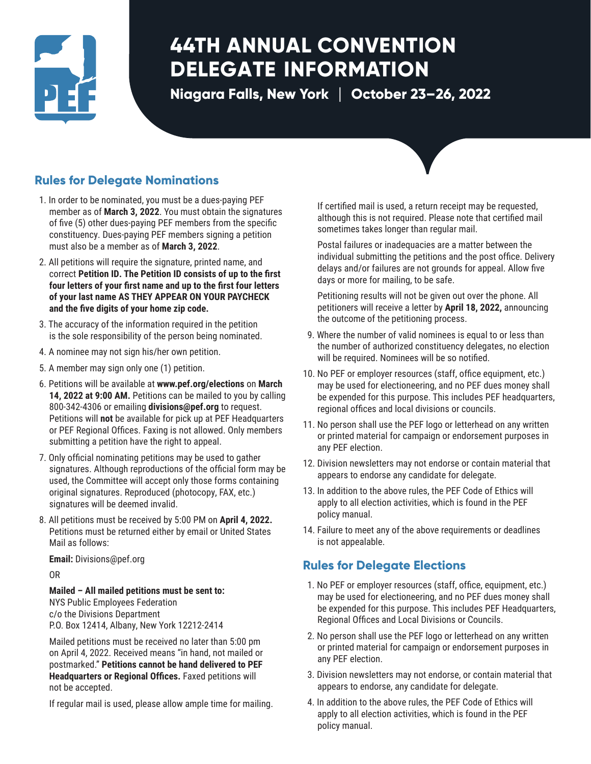# 44TH ANNUAL CONVENTION DELEGATE INFORMATION

**Niagara Falls, New York | October 23–26, 2022**

## Rules for Delegate Nominations

1. In order to be nominated, you must be a dues-paying PEF member as of **March 3, 2022**. You must obtain the signatures of five (5) other dues-paying PEF members from the specific constituency. Dues-paying PEF members signing a petition must also be a member as of **March 3, 2022**.
2. All petitions will require the signature, printed name, and correct **Petition ID. The Petition ID consists of up to the first four letters of your first name and up to the first four letters of your last name AS THEY APPEAR ON YOUR PAYCHECK and the five digits of your home zip code.**
3. The accuracy of the information required in the petition is the sole responsibility of the person being nominated.
4. A nominee may not sign his/her own petition.
5. A member may sign only one (1) petition.
6. Petitions will be available at **www.pef.org/elections** on **March 14, 2022 at 9:00 AM.** Petitions can be mailed to you by calling 800-342-4306 or emailing **divisions@pef.org** to request. Petitions will **not** be available for pick up at PEF Headquarters or PEF Regional Offices. Faxing is not allowed. Only members submitting a petition have the right to appeal.
7. Only official nominating petitions may be used to gather signatures. Although reproductions of the official form may be used, the Committee will accept only those forms containing original signatures. Reproduced (photocopy, FAX, etc.) signatures will be deemed invalid.
8. All petitions must be received by 5:00 PM on **April 4, 2022.** Petitions must be returned either by email or United States Mail as follows:

   **Email:** Divisions@pef.org

   OR

   **Mailed – All mailed petitions must be sent to:**
   NYS Public Employees Federation
   c/o the Divisions Department
   P.O. Box 12414, Albany, New York 12212-2414

   Mailed petitions must be received no later than 5:00 pm on April 4, 2022. Received means "in hand, not mailed or postmarked." **Petitions cannot be hand delivered to PEF Headquarters or Regional Offices.** Faxed petitions will not be accepted.

   If regular mail is used, please allow ample time for mailing.

   If certified mail is used, a return receipt may be requested, although this is not required. Please note that certified mail sometimes takes longer than regular mail.

   Postal failures or inadequacies are a matter between the individual submitting the petitions and the post office. Delivery delays and/or failures are not grounds for appeal. Allow five days or more for mailing, to be safe.

   Petitioning results will not be given out over the phone. All petitioners will receive a letter by **April 18, 2022,** announcing the outcome of the petitioning process.
9. Where the number of valid nominees is equal to or less than the number of authorized constituency delegates, no election will be required. Nominees will be so notified.
10. No PEF or employer resources (staff, office equipment, etc.) may be used for electioneering, and no PEF dues money shall be expended for this purpose. This includes PEF headquarters, regional offices and local divisions or councils.
11. No person shall use the PEF logo or letterhead on any written or printed material for campaign or endorsement purposes in any PEF election.
12. Division newsletters may not endorse or contain material that appears to endorse any candidate for delegate.
13. In addition to the above rules, the PEF Code of Ethics will apply to all election activities, which is found in the PEF policy manual.
14. Failure to meet any of the above requirements or deadlines is not appealable.

## Rules for Delegate Elections

1. No PEF or employer resources (staff, office, equipment, etc.) may be used for electioneering, and no PEF dues money shall be expended for this purpose. This includes PEF Headquarters, Regional Offices and Local Divisions or Councils.
2. No person shall use the PEF logo or letterhead on any written or printed material for campaign or endorsement purposes in any PEF election.
3. Division newsletters may not endorse, or contain material that appears to endorse, any candidate for delegate.
4. In addition to the above rules, the PEF Code of Ethics will apply to all election activities, which is found in the PEF policy manual.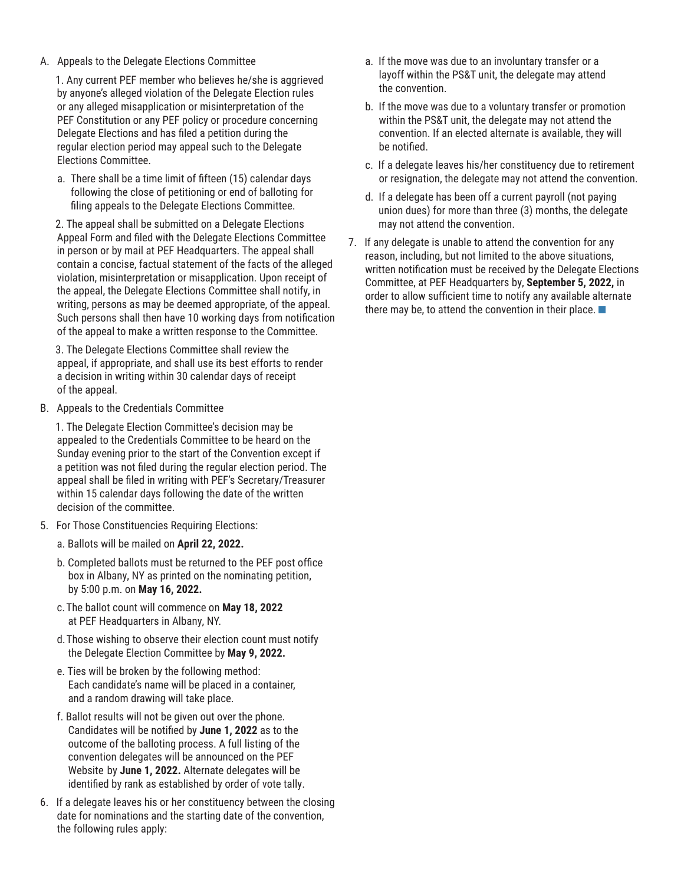A. Appeals to the Delegate Elections Committee

1. Any current PEF member who believes he/she is aggrieved by anyone's alleged violation of the Delegate Election rules or any alleged misapplication or misinterpretation of the PEF Constitution or any PEF policy or procedure concerning Delegate Elections and has filed a petition during the regular election period may appeal such to the Delegate Elections Committee.

   a. There shall be a time limit of fifteen (15) calendar days following the close of petitioning or end of balloting for filing appeals to the Delegate Elections Committee.

2. The appeal shall be submitted on a Delegate Elections Appeal Form and filed with the Delegate Elections Committee in person or by mail at PEF Headquarters. The appeal shall contain a concise, factual statement of the facts of the alleged violation, misinterpretation or misapplication. Upon receipt of the appeal, the Delegate Elections Committee shall notify, in writing, persons as may be deemed appropriate, of the appeal. Such persons shall then have 10 working days from notification of the appeal to make a written response to the Committee.

3. The Delegate Elections Committee shall review the appeal, if appropriate, and shall use its best efforts to render a decision in writing within 30 calendar days of receipt of the appeal.

B. Appeals to the Credentials Committee

1. The Delegate Election Committee's decision may be appealed to the Credentials Committee to be heard on the Sunday evening prior to the start of the Convention except if a petition was not filed during the regular election period. The appeal shall be filed in writing with PEF's Secretary/Treasurer within 15 calendar days following the date of the written decision of the committee.

5. For Those Constituencies Requiring Elections:

   a. Ballots will be mailed on **April 22, 2022.**

   b. Completed ballots must be returned to the PEF post office box in Albany, NY as printed on the nominating petition, by 5:00 p.m. on **May 16, 2022.**

   c. The ballot count will commence on **May 18, 2022** at PEF Headquarters in Albany, NY.

   d. Those wishing to observe their election count must notify the Delegate Election Committee by **May 9, 2022.**

   e. Ties will be broken by the following method: Each candidate's name will be placed in a container, and a random drawing will take place.

   f. Ballot results will not be given out over the phone. Candidates will be notified by **June 1, 2022** as to the outcome of the balloting process. A full listing of the convention delegates will be announced on the PEF Website by **June 1, 2022.** Alternate delegates will be identified by rank as established by order of vote tally.

6. If a delegate leaves his or her constituency between the closing date for nominations and the starting date of the convention, the following rules apply:

   a. If the move was due to an involuntary transfer or a layoff within the PS&T unit, the delegate may attend the convention.

   b. If the move was due to a voluntary transfer or promotion within the PS&T unit, the delegate may not attend the convention. If an elected alternate is available, they will be notified.

   c. If a delegate leaves his/her constituency due to retirement or resignation, the delegate may not attend the convention.

   d. If a delegate has been off a current payroll (not paying union dues) for more than three (3) months, the delegate may not attend the convention.

7. If any delegate is unable to attend the convention for any reason, including, but not limited to the above situations, written notification must be received by the Delegate Elections Committee, at PEF Headquarters by, **September 5, 2022,** in order to allow sufficient time to notify any available alternate there may be, to attend the convention in their place.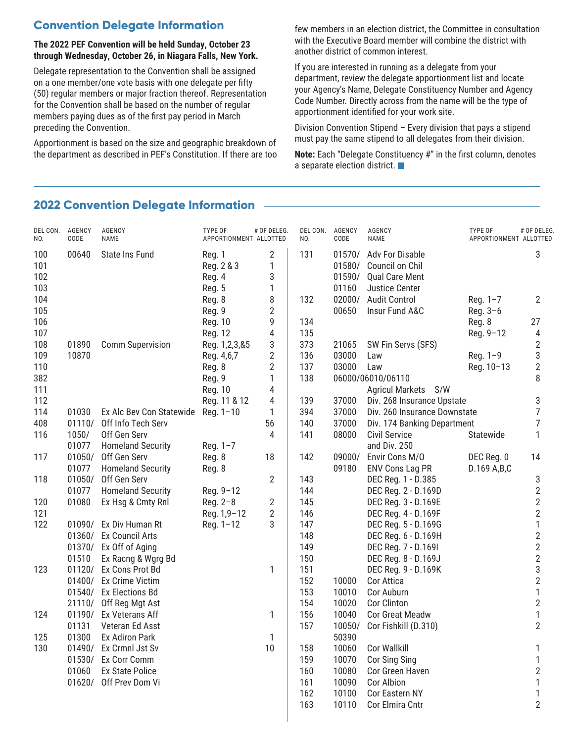## Convention Delegate Information

**The 2022 PEF Convention will be held Sunday, October 23 through Wednesday, October 26, in Niagara Falls, New York.**

Delegate representation to the Convention shall be assigned on a one member/one vote basis with one delegate per fifty (50) regular members or major fraction thereof. Representation for the Convention shall be based on the number of regular members paying dues as of the first pay period in March preceding the Convention.

Apportionment is based on the size and geographic breakdown of the department as described in PEF's Constitution. If there are too few members in an election district, the Committee in consultation with the Executive Board member will combine the district with another district of common interest.

If you are interested in running as a delegate from your department, review the delegate apportionment list and locate your Agency's Name, Delegate Constituency Number and Agency Code Number. Directly across from the name will be the type of apportionment identified for your work site.

Division Convention Stipend – Every division that pays a stipend must pay the same stipend to all delegates from their division.

**Note:** Each "Delegate Constituency #" in the first column, denotes a separate election district.

## 2022 Convention Delegate Information

| DEL CON. NO. | AGENCY CODE | AGENCY NAME | TYPE OF APPORTIONMENT | # OF DELEG. ALLOTTED |
|---|---|---|---|---|
| 100 | 00640 | State Ins Fund | Reg. 1 | 2 |
| 101 | | | Reg. 2 & 3 | 1 |
| 102 | | | Reg. 4 | 3 |
| 103 | | | Reg. 5 | 1 |
| 104 | | | Reg. 8 | 8 |
| 105 | | | Reg. 9 | 2 |
| 106 | | | Reg. 10 | 9 |
| 107 | | | Reg. 12 | 4 |
| 108 | 01890 | Comm Supervision | Reg. 1,2,3,&5 | 3 |
| 109 | 10870 | | Reg. 4,6,7 | 2 |
| 110 | | | Reg. 8 | 2 |
| 382 | | | Reg. 9 | 1 |
| 111 | | | Reg. 10 | 4 |
| 112 | | | Reg. 11 & 12 | 4 |
| 114 | 01030 | Ex Alc Bev Con Statewide | Reg. 1–10 | 1 |
| 408 | 01110/ | Off Info Tech Serv | | 56 |
| 116 | 1050/ | Off Gen Serv | | 4 |
| | 01077 | Homeland Security | Reg. 1–7 | |
| 117 | 01050/ | Off Gen Serv | Reg. 8 | 18 |
| | 01077 | Homeland Security | Reg. 8 | |
| 118 | 01050/ | Off Gen Serv | | 2 |
| | 01077 | Homeland Security | Reg. 9–12 | |
| 120 | 01080 | Ex Hsg & Cmty Rnl | Reg. 2–8 | 2 |
| 121 | | | Reg. 1,9–12 | 2 |
| 122 | 01090/ | Ex Div Human Rt | Reg. 1–12 | 3 |
| | 01360/ | Ex Council Arts | | |
| | 01370/ | Ex Off of Aging | | |
| | 01510 | Ex Racng & Wgrg Bd | | |
| 123 | 01120/ | Ex Cons Prot Bd | | 1 |
| | 01400/ | Ex Crime Victim | | |
| | 01540/ | Ex Elections Bd | | |
| | 21110/ | Off Reg Mgt Ast | | |
| 124 | 01190/ | Ex Veterans Aff | | 1 |
| | 01131 | Veteran Ed Asst | | |
| 125 | 01300 | Ex Adiron Park | | 1 |
| 130 | 01490/ | Ex Crmnl Jst Sv | | 10 |
| | 01530/ | Ex Corr Comm | | |
| | 01060 | Ex State Police | | |
| | 01620/ | Off Prev Dom Vi | | |
| 131 | 01570/ | Adv For Disable | | 3 |
| | 01580/ | Council on Chil | | |
| | 01590/ | Qual Care Ment | | |
| | 01160 | Justice Center | | |
| 132 | 02000/ | Audit Control | Reg. 1–7 | 2 |
| | 00650 | Insur Fund A&C | Reg. 3–6 | |
| 134 | | | Reg. 8 | 27 |
| 135 | | | Reg. 9–12 | 4 |
| 373 | 21065 | SW Fin Servs (SFS) | | 2 |
| 136 | 03000 | Law | Reg. 1–9 | 3 |
| 137 | 03000 | Law | Reg. 10–13 | 2 |
| 138 | 06000/06010/06110 | Agricul Markets S/W | | 8 |
| 139 | 37000 | Div. 268 Insurance Upstate | | 3 |
| 394 | 37000 | Div. 260 Insurance Downstate | | 7 |
| 140 | 37000 | Div. 174 Banking Department | | 7 |
| 141 | 08000 | Civil Service and Div. 250 | Statewide | 1 |
| 142 | 09000/ | Envir Cons M/O | DEC Reg. 0 | 14 |
| | 09180 | ENV Cons Lag PR | D.169 A,B,C | |
| 143 | | DEC Reg. 1 - D.385 | | 3 |
| 144 | | DEC Reg. 2 - D.169D | | 2 |
| 145 | | DEC Reg. 3 - D.169E | | 2 |
| 146 | | DEC Reg. 4 - D.169F | | 2 |
| 147 | | DEC Reg. 5 - D.169G | | 1 |
| 148 | | DEC Reg. 6 - D.169H | | 2 |
| 149 | | DEC Reg. 7 - D.169I | | 2 |
| 150 | | DEC Reg. 8 - D.169J | | 2 |
| 151 | | DEC Reg. 9 - D.169K | | 3 |
| 152 | 10000 | Cor Attica | | 2 |
| 153 | 10010 | Cor Auburn | | 1 |
| 154 | 10020 | Cor Clinton | | 2 |
| 156 | 10040 | Cor Great Meadw | | 1 |
| 157 | 10050/ 50390 | Cor Fishkill (D.310) | | 2 |
| 158 | 10060 | Cor Wallkill | | 1 |
| 159 | 10070 | Cor Sing Sing | | 1 |
| 160 | 10080 | Cor Green Haven | | 2 |
| 161 | 10090 | Cor Albion | | 1 |
| 162 | 10100 | Cor Eastern NY | | 1 |
| 163 | 10110 | Cor Elmira Cntr | | 2 |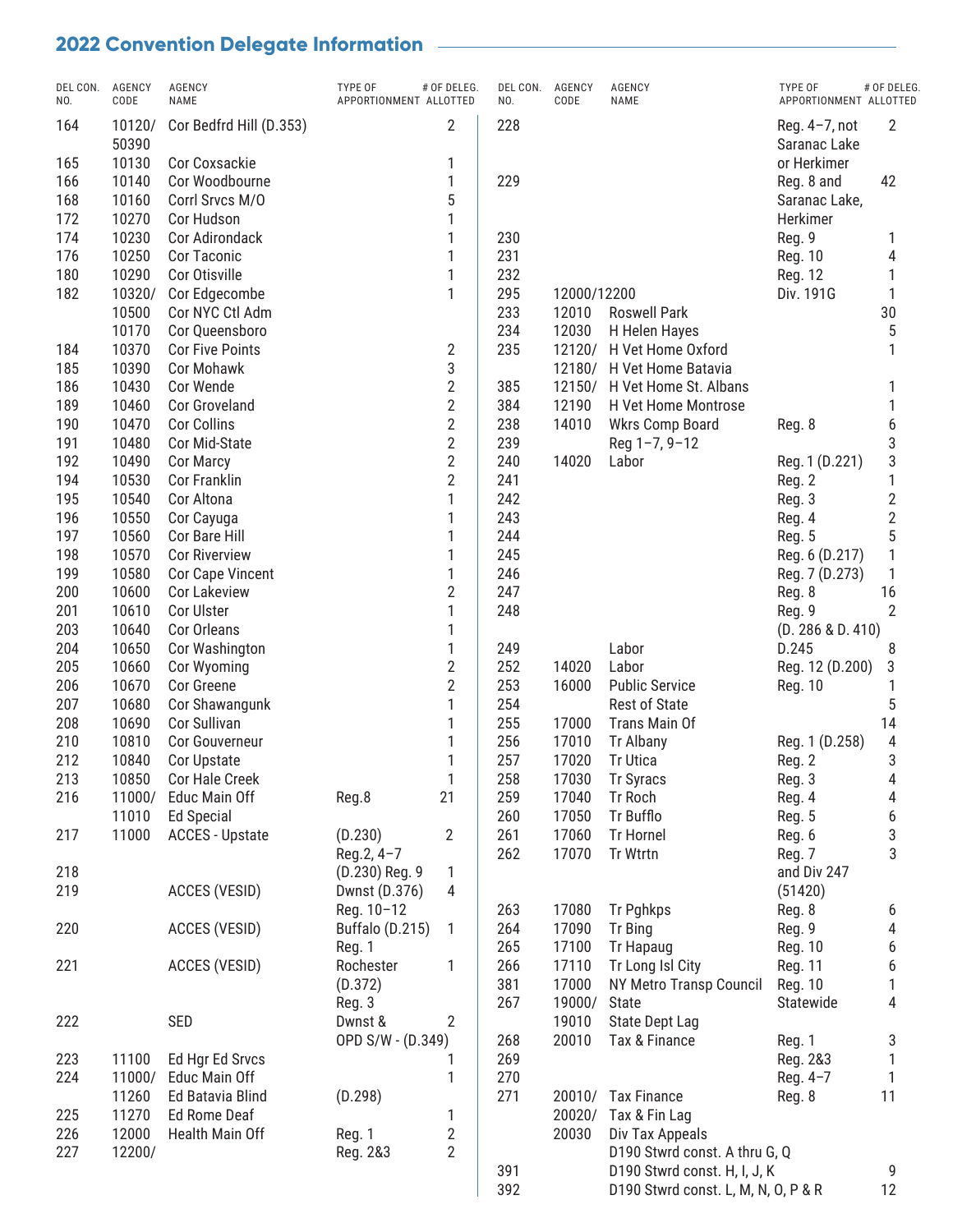## 2022 Convention Delegate Information

| DEL CON. NO. | AGENCY CODE | AGENCY NAME | TYPE OF APPORTIONMENT | # OF DELEG. ALLOTTED |
|---|---|---|---|---|
| 164 | 10120/ 50390 | Cor Bedfrd Hill (D.353) | | 2 |
| 165 | 10130 | Cor Coxsackie | | 1 |
| 166 | 10140 | Cor Woodbourne | | 1 |
| 168 | 10160 | Corrl Srvcs M/O | | 5 |
| 172 | 10270 | Cor Hudson | | 1 |
| 174 | 10230 | Cor Adirondack | | 1 |
| 176 | 10250 | Cor Taconic | | 1 |
| 180 | 10290 | Cor Otisville | | 1 |
| 182 | 10320/ | Cor Edgecombe | | 1 |
| | 10500 | Cor NYC Ctl Adm | | |
| | 10170 | Cor Queensboro | | |
| 184 | 10370 | Cor Five Points | | 2 |
| 185 | 10390 | Cor Mohawk | | 3 |
| 186 | 10430 | Cor Wende | | 2 |
| 189 | 10460 | Cor Groveland | | 2 |
| 190 | 10470 | Cor Collins | | 2 |
| 191 | 10480 | Cor Mid-State | | 2 |
| 192 | 10490 | Cor Marcy | | 2 |
| 194 | 10530 | Cor Franklin | | 2 |
| 195 | 10540 | Cor Altona | | 1 |
| 196 | 10550 | Cor Cayuga | | 1 |
| 197 | 10560 | Cor Bare Hill | | 1 |
| 198 | 10570 | Cor Riverview | | 1 |
| 199 | 10580 | Cor Cape Vincent | | 1 |
| 200 | 10600 | Cor Lakeview | | 2 |
| 201 | 10610 | Cor Ulster | | 1 |
| 203 | 10640 | Cor Orleans | | 1 |
| 204 | 10650 | Cor Washington | | 1 |
| 205 | 10660 | Cor Wyoming | | 2 |
| 206 | 10670 | Cor Greene | | 2 |
| 207 | 10680 | Cor Shawangunk | | 1 |
| 208 | 10690 | Cor Sullivan | | 1 |
| 210 | 10810 | Cor Gouverneur | | 1 |
| 212 | 10840 | Cor Upstate | | 1 |
| 213 | 10850 | Cor Hale Creek | | 1 |
| 216 | 11000/ | Educ Main Off | Reg.8 | 21 |
| | 11010 | Ed Special | | |
| 217 | 11000 | ACCES - Upstate | (D.230) Reg.2, 4–7 | 2 |
| 218 | | | (D.230) Reg. 9 | 1 |
| 219 | | ACCES (VESID) | Dwnst (D.376) Reg. 10–12 | 4 |
| 220 | | ACCES (VESID) | Buffalo (D.215) Reg. 1 | 1 |
| 221 | | ACCES (VESID) | Rochester (D.372) Reg. 3 | 1 |
| 222 | | SED | Dwnst & OPD S/W - (D.349) | 2 |
| 223 | 11100 | Ed Hgr Ed Srvcs | | 1 |
| 224 | 11000/ | Educ Main Off | | 1 |
| | 11260 | Ed Batavia Blind | (D.298) | |
| 225 | 11270 | Ed Rome Deaf | | 1 |
| 226 | 12000 | Health Main Off | Reg. 1 | 2 |
| 227 | 12200/ | | Reg. 2&3 | 2 |
| 228 | | | Reg. 4–7, not Saranac Lake or Herkimer | 2 |
| 229 | | | Reg. 8 and Saranac Lake, Herkimer | 42 |
| 230 | | | Reg. 9 | 1 |
| 231 | | | Reg. 10 | 4 |
| 232 | | | Reg. 12 | 1 |
| 295 | 12000/12200 | | Div. 191G | 1 |
| 233 | 12010 | Roswell Park | | 30 |
| 234 | 12030 | H Helen Hayes | | 5 |
| 235 | 12120/ | H Vet Home Oxford | | 1 |
| | 12180/ | H Vet Home Batavia | | |
| 385 | 12150/ | H Vet Home St. Albans | | 1 |
| 384 | 12190 | H Vet Home Montrose | | 1 |
| 238 | 14010 | Wkrs Comp Board | Reg. 8 | 6 |
| 239 | | Reg 1–7, 9–12 | | 3 |
| 240 | 14020 | Labor | Reg. 1 (D.221) | 3 |
| 241 | | | Reg. 2 | 1 |
| 242 | | | Reg. 3 | 2 |
| 243 | | | Reg. 4 | 2 |
| 244 | | | Reg. 5 | 5 |
| 245 | | | Reg. 6 (D.217) | 1 |
| 246 | | | Reg. 7 (D.273) | 1 |
| 247 | | | Reg. 8 | 16 |
| 248 | | | Reg. 9 (D. 286 & D. 410) | 2 |
| 249 | | Labor | D.245 | 8 |
| 252 | 14020 | Labor | Reg. 12 (D.200) | 3 |
| 253 | 16000 | Public Service | Reg. 10 | 1 |
| 254 | | Rest of State | | 5 |
| 255 | 17000 | Trans Main Of | | 14 |
| 256 | 17010 | Tr Albany | Reg. 1 (D.258) | 4 |
| 257 | 17020 | Tr Utica | Reg. 2 | 3 |
| 258 | 17030 | Tr Syracs | Reg. 3 | 4 |
| 259 | 17040 | Tr Roch | Reg. 4 | 4 |
| 260 | 17050 | Tr Bufflo | Reg. 5 | 6 |
| 261 | 17060 | Tr Hornel | Reg. 6 | 3 |
| 262 | 17070 | Tr Wtrtn | Reg. 7 and Div 247 (51420) | 3 |
| 263 | 17080 | Tr Pghkps | Reg. 8 | 6 |
| 264 | 17090 | Tr Bing | Reg. 9 | 4 |
| 265 | 17100 | Tr Hapaug | Reg. 10 | 6 |
| 266 | 17110 | Tr Long Isl City | Reg. 11 | 6 |
| 381 | 17000 | NY Metro Transp Council | Reg. 10 | 1 |
| 267 | 19000/ | State | Statewide | 4 |
| | 19010 | State Dept Lag | | |
| 268 | 20010 | Tax & Finance | Reg. 1 | 3 |
| 269 | | | Reg. 2&3 | 1 |
| 270 | | | Reg. 4–7 | 1 |
| 271 | 20010/ | Tax Finance | Reg. 8 | 11 |
| | 20020/ | Tax & Fin Lag | | |
| | 20030 | Div Tax Appeals | | |
| | | D190 Stwrd const. A thru G, Q | | |
| 391 | | D190 Stwrd const. H, I, J, K | | 9 |
| 392 | | D190 Stwrd const. L, M, N, O, P & R | | 12 |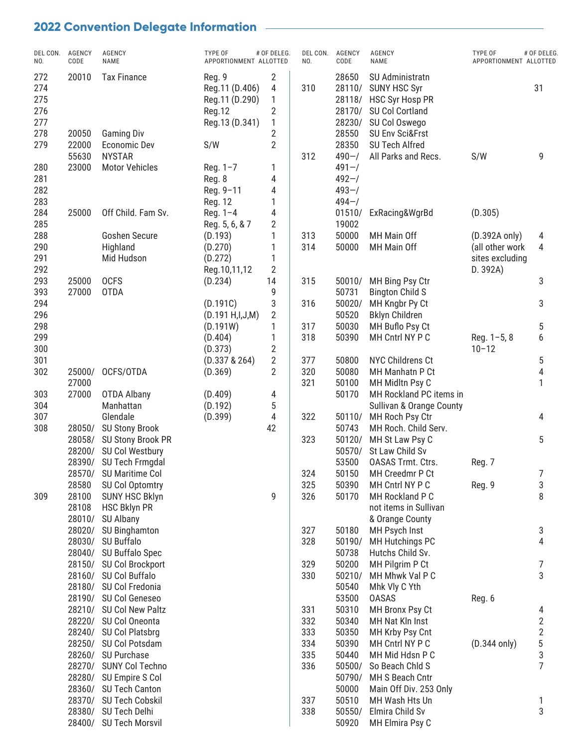## 2022 Convention Delegate Information

| DEL CON. NO. | AGENCY CODE | AGENCY NAME | TYPE OF APPORTIONMENT | # OF DELEG. ALLOTTED |
|---|---|---|---|---|
| 272 | 20010 | Tax Finance | Reg. 9 | 2 |
| 274 | | | Reg.11 (D.406) | 4 |
| 275 | | | Reg.11 (D.290) | 1 |
| 276 | | | Reg.12 | 2 |
| 277 | | | Reg.13 (D.341) | 1 |
| 278 | 20050 | Gaming Div | | 2 |
| 279 | 22000 | Economic Dev | S/W | 2 |
| | 55630 | NYSTAR | | |
| 280 | 23000 | Motor Vehicles | Reg. 1–7 | 1 |
| 281 | | | Reg. 8 | 4 |
| 282 | | | Reg. 9–11 | 4 |
| 283 | | | Reg. 12 | 1 |
| 284 | 25000 | Off Child. Fam Sv. | Reg. 1–4 | 4 |
| 285 | | | Reg. 5, 6, & 7 | 2 |
| 288 | | Goshen Secure | (D.193) | 1 |
| 290 | | Highland | (D.270) | 1 |
| 291 | | Mid Hudson | (D.272) | 1 |
| 292 | | | Reg.10,11,12 | 2 |
| 293 | 25000 | OCFS | (D.234) | 14 |
| 393 | 27000 | OTDA | | 9 |
| 294 | | | (D.191C) | 3 |
| 296 | | | (D.191 H,I,J,M) | 2 |
| 298 | | | (D.191W) | 1 |
| 299 | | | (D.404) | 1 |
| 300 | | | (D.373) | 2 |
| 301 | | | (D.337 & 264) | 2 |
| 302 | 25000/ 27000 | OCFS/OTDA | (D.369) | 2 |
| 303 | 27000 | OTDA Albany | (D.409) | 4 |
| 304 | | Manhattan | (D.192) | 5 |
| 307 | | Glendale | (D.399) | 4 |
| 308 | 28050/ | SU Stony Brook | | 42 |
| | 28058/ | SU Stony Brook PR | | |
| | 28200/ | SU Col Westbury | | |
| | 28390/ | SU Tech Frmgdal | | |
| | 28570/ | SU Maritime Col | | |
| | 28580 | SU Col Optomtry | | |
| 309 | 28100 | SUNY HSC Bklyn | | 9 |
| | 28108 | HSC Bklyn PR | | |
| | 28010/ | SU Albany | | |
| | 28020/ | SU Binghamton | | |
| | 28030/ | SU Buffalo | | |
| | 28040/ | SU Buffalo Spec | | |
| | 28150/ | SU Col Brockport | | |
| | 28160/ | SU Col Buffalo | | |
| | 28180/ | SU Col Fredonia | | |
| | 28190/ | SU Col Geneseo | | |
| | 28210/ | SU Col New Paltz | | |
| | 28220/ | SU Col Oneonta | | |
| | 28240/ | SU Col Platsbrg | | |
| | 28250/ | SU Col Potsdam | | |
| | 28260/ | SU Purchase | | |
| | 28270/ | SUNY Col Techno | | |
| | 28280/ | SU Empire S Col | | |
| | 28360/ | SU Tech Canton | | |
| | 28370/ | SU Tech Cobskil | | |
| | 28380/ | SU Tech Delhi | | |
| | 28400/ | SU Tech Morsvil | | |
| | 28650 | SU Administratn | | |
| 310 | 28110/ | SUNY HSC Syr | | 31 |
| | 28118/ | HSC Syr Hosp PR | | |
| | 28170/ | SU Col Cortland | | |
| | 28230/ | SU Col Oswego | | |
| | 28550 | SU Env Sci&Frst | | |
| | 28350 | SU Tech Alfred | | |
| 312 | 490–/ | All Parks and Recs. | S/W | 9 |
| | 491–/ | | | |
| | 492–/ | | | |
| | 493–/ | | | |
| | 494–/ | | | |
| | 01510/ | ExRacing&WgrBd | (D.305) | |
| | 19002 | | | |
| 313 | 50000 | MH Main Off | (D.392A only) | 4 |
| 314 | 50000 | MH Main Off | (all other work sites excluding D. 392A) | 4 |
| 315 | 50010/ | MH Bing Psy Ctr | | 3 |
| | 50731 | Bington Child S | | |
| 316 | 50020/ | MH Kngbr Py Ct | | 3 |
| | 50520 | Bklyn Children | | |
| 317 | 50030 | MH Buflo Psy Ct | | 5 |
| 318 | 50390 | MH Cntrl NY P C | Reg. 1–5, 8 10–12 | 6 |
| 377 | 50800 | NYC Childrens Ct | | 5 |
| 320 | 50080 | MH Manhatn P Ct | | 4 |
| 321 | 50100 | MH Midltn Psy C | | 1 |
| | 50170 | MH Rockland PC items in Sullivan & Orange County | | |
| 322 | 50110/ | MH Roch Psy Ctr | | 4 |
| | 50743 | MH Roch. Child Serv. | | |
| 323 | 50120/ | MH St Law Psy C | | 5 |
| | 50570/ | St Law Child Sv | | |
| | 53500 | OASAS Trmt. Ctrs. | Reg. 7 | |
| 324 | 50150 | MH Creedmr P Ct | | 7 |
| 325 | 50390 | MH Cntrl NY P C | Reg. 9 | 3 |
| 326 | 50170 | MH Rockland P C not items in Sullivan & Orange County | | 8 |
| 327 | 50180 | MH Psych Inst | | 3 |
| 328 | 50190/ | MH Hutchings PC | | 4 |
| | 50738 | Hutchs Child Sv. | | |
| 329 | 50200 | MH Pilgrim P Ct | | 7 |
| 330 | 50210/ | MH Mhwk Val P C | | 3 |
| | 50540 | Mhk Vly C Yth | | |
| | 53500 | OASAS | Reg. 6 | |
| 331 | 50310 | MH Bronx Psy Ct | | 4 |
| 332 | 50340 | MH Nat Kln Inst | | 2 |
| 333 | 50350 | MH Krby Psy Cnt | | 2 |
| 334 | 50390 | MH Cntrl NY P C | (D.344 only) | 5 |
| 335 | 50440 | MH Mid Hdsn P C | | 3 |
| 336 | 50500/ | So Beach Chld S | | 7 |
| | 50790/ | MH S Beach Cntr | | |
| | 50000 | Main Off Div. 253 Only | | |
| 337 | 50510 | MH Wash Hts Un | | 1 |
| 338 | 50550/ | Elmira Child Sv | | 3 |
| | 50920 | MH Elmira Psy C | | |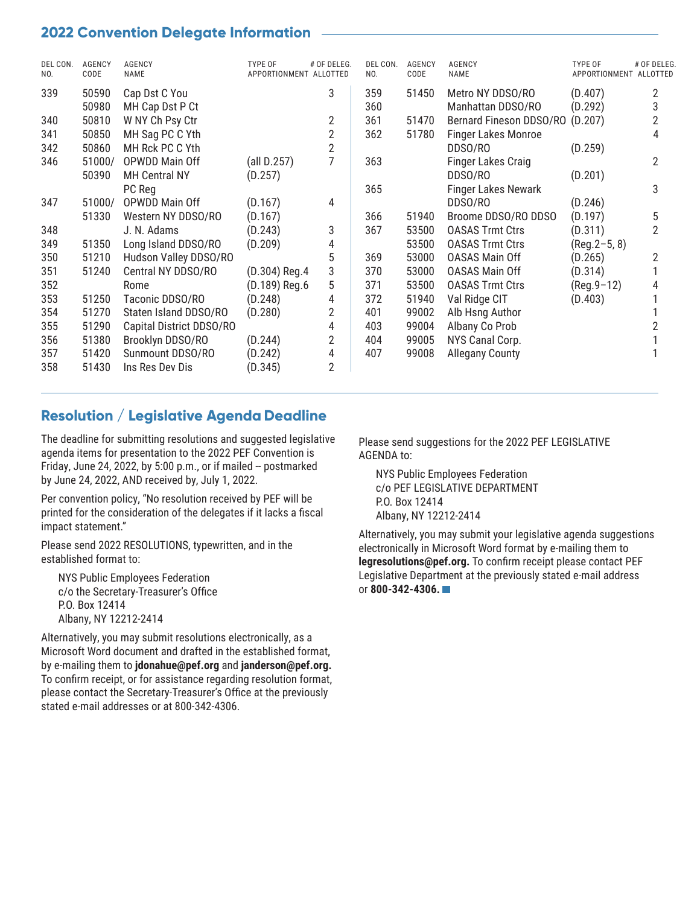## 2022 Convention Delegate Information

| DEL CON. NO. | AGENCY CODE | AGENCY NAME | TYPE OF APPORTIONMENT | # OF DELEG. ALLOTTED |
|---|---|---|---|---|
| 339 | 50590 | Cap Dst C You | | 3 |
| | 50980 | MH Cap Dst P Ct | | |
| 340 | 50810 | W NY Ch Psy Ctr | | 2 |
| 341 | 50850 | MH Sag PC C Yth | | 2 |
| 342 | 50860 | MH Rck PC C Yth | | 2 |
| 346 | 51000/ | OPWDD Main Off | (all D.257) | 7 |
| | 50390 | MH Central NY PC Reg | (D.257) | |
| 347 | 51000/ | OPWDD Main Off | (D.167) | 4 |
| | 51330 | Western NY DDSO/RO | (D.167) | |
| 348 | | J. N. Adams | (D.243) | 3 |
| 349 | 51350 | Long Island DDSO/RO | (D.209) | 4 |
| 350 | 51210 | Hudson Valley DDSO/RO | | 5 |
| 351 | 51240 | Central NY DDSO/RO | (D.304) Reg.4 | 3 |
| 352 | | Rome | (D.189) Reg.6 | 5 |
| 353 | 51250 | Taconic DDSO/RO | (D.248) | 4 |
| 354 | 51270 | Staten Island DDSO/RO | (D.280) | 2 |
| 355 | 51290 | Capital District DDSO/RO | | 4 |
| 356 | 51380 | Brooklyn DDSO/RO | (D.244) | 2 |
| 357 | 51420 | Sunmount DDSO/RO | (D.242) | 4 |
| 358 | 51430 | Ins Res Dev Dis | (D.345) | 2 |
| 359 | 51450 | Metro NY DDSO/RO | (D.407) | 2 |
| 360 | | Manhattan DDSO/RO | (D.292) | 3 |
| 361 | 51470 | Bernard Fineson DDSO/RO | (D.207) | 2 |
| 362 | 51780 | Finger Lakes Monroe DDSO/RO | (D.259) | 4 |
| 363 | | Finger Lakes Craig DDSO/RO | (D.201) | 2 |
| 365 | | Finger Lakes Newark DDSO/RO | (D.246) | 3 |
| 366 | 51940 | Broome DDSO/RO DDSO | (D.197) | 5 |
| 367 | 53500 | OASAS Trmt Ctrs | (D.311) | 2 |
| | 53500 | OASAS Trmt Ctrs | (Reg.2–5, 8) | |
| 369 | 53000 | OASAS Main Off | (D.265) | 2 |
| 370 | 53000 | OASAS Main Off | (D.314) | 1 |
| 371 | 53500 | OASAS Trmt Ctrs | (Reg.9–12) | 4 |
| 372 | 51940 | Val Ridge CIT | (D.403) | 1 |
| 401 | 99002 | Alb Hsng Author | | 1 |
| 403 | 99004 | Albany Co Prob | | 2 |
| 404 | 99005 | NYS Canal Corp. | | 1 |
| 407 | 99008 | Allegany County | | 1 |

## Resolution / Legislative Agenda Deadline

The deadline for submitting resolutions and suggested legislative agenda items for presentation to the 2022 PEF Convention is Friday, June 24, 2022, by 5:00 p.m., or if mailed -- postmarked by June 24, 2022, AND received by, July 1, 2022.

Per convention policy, "No resolution received by PEF will be printed for the consideration of the delegates if it lacks a fiscal impact statement."

Please send 2022 RESOLUTIONS, typewritten, and in the established format to:

NYS Public Employees Federation
c/o the Secretary-Treasurer's Office
P.O. Box 12414
Albany, NY 12212-2414

Alternatively, you may submit resolutions electronically, as a Microsoft Word document and drafted in the established format, by e-mailing them to **jdonahue@pef.org** and **janderson@pef.org.** To confirm receipt, or for assistance regarding resolution format, please contact the Secretary-Treasurer's Office at the previously stated e-mail addresses or at 800-342-4306.

Please send suggestions for the 2022 PEF LEGISLATIVE AGENDA to:

NYS Public Employees Federation
c/o PEF LEGISLATIVE DEPARTMENT
P.O. Box 12414
Albany, NY 12212-2414

Alternatively, you may submit your legislative agenda suggestions electronically in Microsoft Word format by e-mailing them to **legresolutions@pef.org.** To confirm receipt please contact PEF Legislative Department at the previously stated e-mail address or **800-342-4306.**